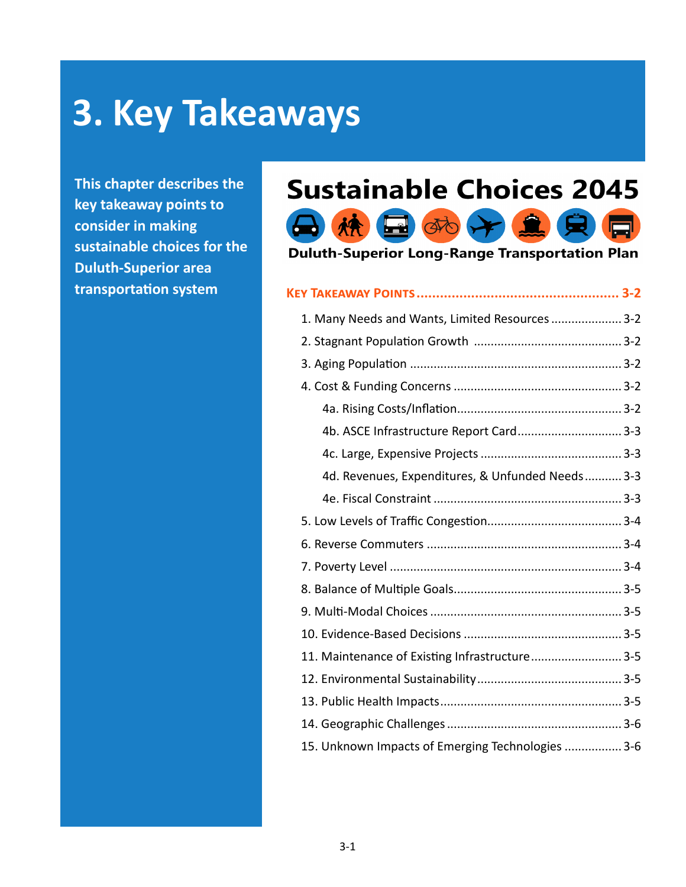# 3. Key Takeaways

**This chapter describes the key takeaway points to consider in making sustainable choices for the Duluth-Superior area transportation system**

## Sustainable Choices 2045

**Duluth-Superior Long-Range Transportation Plan**

**KEY TAKEAWAY POINTS .................................................. 3-2**

1. Many Needs and Wants, Limited Resources ..................... 3-2
2. Stagnant Population Growth ........................................... 3-2
3. Aging Population ............................................................ 3-2
4. Cost & Funding Concerns ................................................. 3-2
   - 4a. Rising Costs/Inflation................................................ 3-2
   - 4b. ASCE Infrastructure Report Card.............................. 3-3
   - 4c. Large, Expensive Projects ......................................... 3-3
   - 4d. Revenues, Expenditures, & Unfunded Needs ........... 3-3
   - 4e. Fiscal Constraint ...................................................... 3-3
5. Low Levels of Traffic Congestion....................................... 3-4
6. Reverse Commuters ........................................................ 3-4
7. Poverty Level ................................................................... 3-4
8. Balance of Multiple Goals................................................. 3-5
9. Multi-Modal Choices ........................................................ 3-5
10. Evidence-Based Decisions .............................................. 3-5
11. Maintenance of Existing Infrastructure........................... 3-5
12. Environmental Sustainability.......................................... 3-5
13. Public Health Impacts..................................................... 3-5
14. Geographic Challenges ................................................... 3-6
15. Unknown Impacts of Emerging Technologies ................. 3-6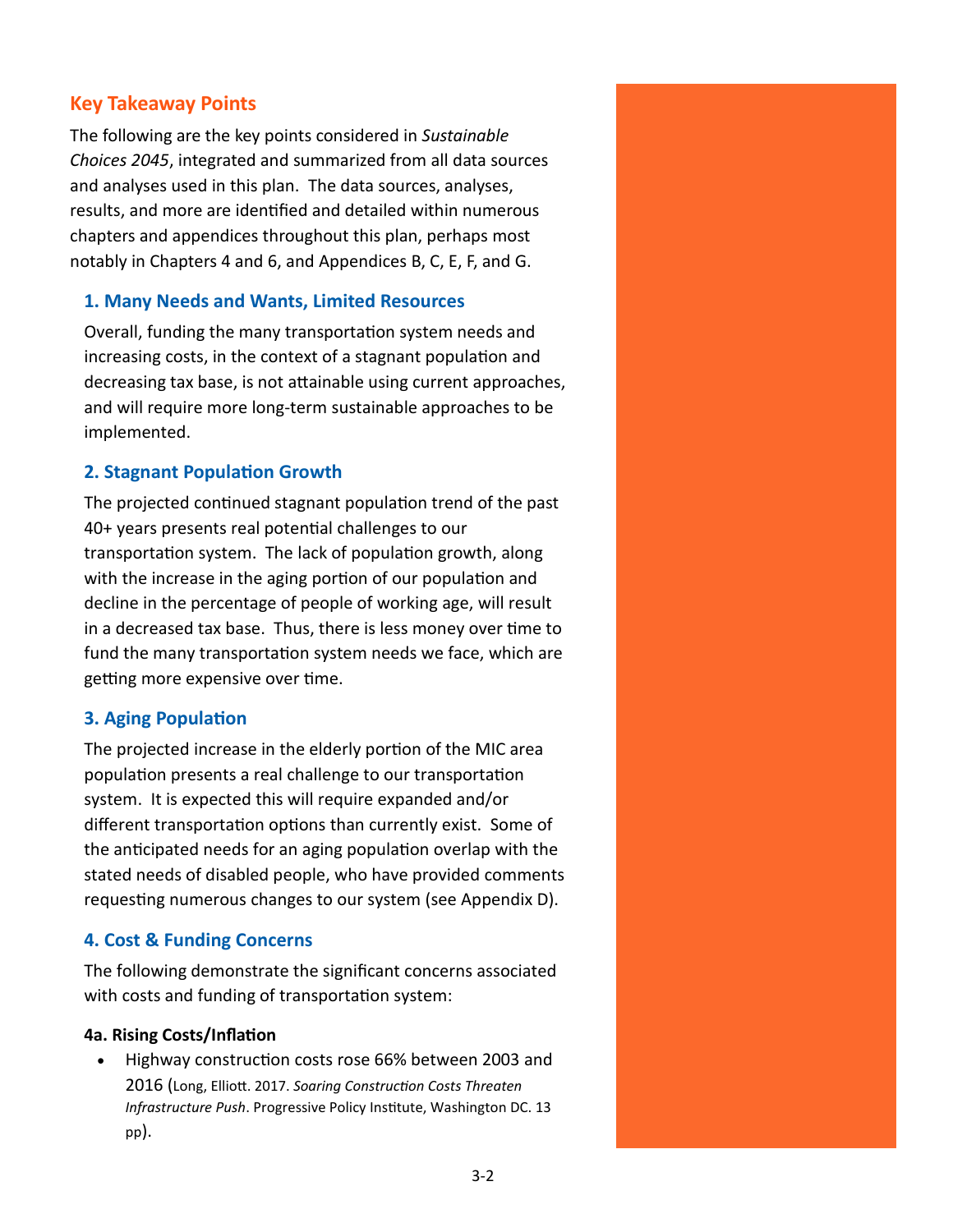## Key Takeaway Points

The following are the key points considered in *Sustainable Choices 2045*, integrated and summarized from all data sources and analyses used in this plan. The data sources, analyses, results, and more are identified and detailed within numerous chapters and appendices throughout this plan, perhaps most notably in Chapters 4 and 6, and Appendices B, C, E, F, and G.

### 1. Many Needs and Wants, Limited Resources

Overall, funding the many transportation system needs and increasing costs, in the context of a stagnant population and decreasing tax base, is not attainable using current approaches, and will require more long-term sustainable approaches to be implemented.

### 2. Stagnant Population Growth

The projected continued stagnant population trend of the past 40+ years presents real potential challenges to our transportation system. The lack of population growth, along with the increase in the aging portion of our population and decline in the percentage of people of working age, will result in a decreased tax base. Thus, there is less money over time to fund the many transportation system needs we face, which are getting more expensive over time.

### 3. Aging Population

The projected increase in the elderly portion of the MIC area population presents a real challenge to our transportation system. It is expected this will require expanded and/or different transportation options than currently exist. Some of the anticipated needs for an aging population overlap with the stated needs of disabled people, who have provided comments requesting numerous changes to our system (see Appendix D).

### 4. Cost & Funding Concerns

The following demonstrate the significant concerns associated with costs and funding of transportation system:

#### 4a. Rising Costs/Inflation

- Highway construction costs rose 66% between 2003 and 2016 (Long, Elliott. 2017. *Soaring Construction Costs Threaten Infrastructure Push*. Progressive Policy Institute, Washington DC. 13 pp).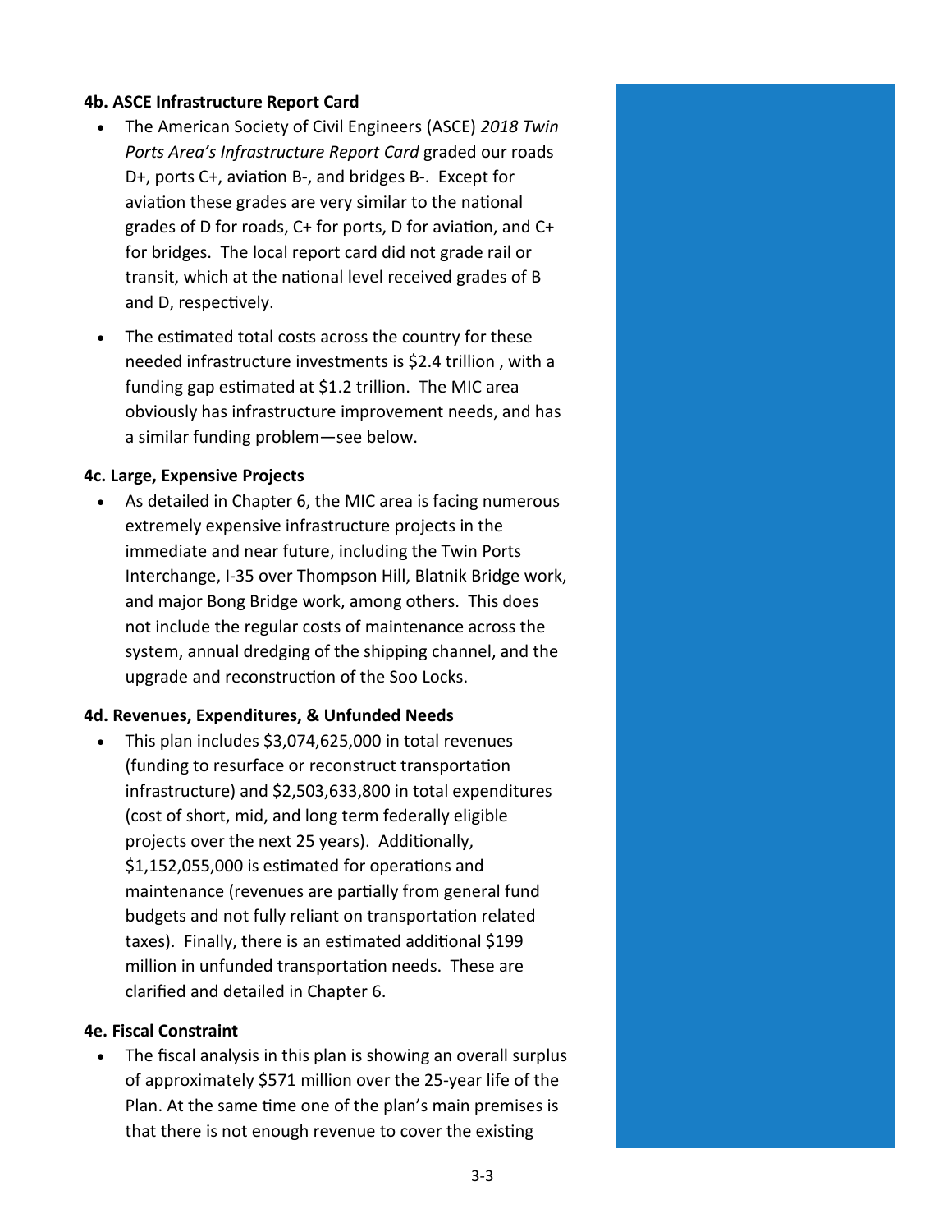#### 4b. ASCE Infrastructure Report Card

- The American Society of Civil Engineers (ASCE) *2018 Twin Ports Area's Infrastructure Report Card* graded our roads D+, ports C+, aviation B-, and bridges B-. Except for aviation these grades are very similar to the national grades of D for roads, C+ for ports, D for aviation, and C+ for bridges. The local report card did not grade rail or transit, which at the national level received grades of B and D, respectively.
- The estimated total costs across the country for these needed infrastructure investments is $2.4 trillion , with a funding gap estimated at $1.2 trillion. The MIC area obviously has infrastructure improvement needs, and has a similar funding problem—see below.

#### 4c. Large, Expensive Projects

- As detailed in Chapter 6, the MIC area is facing numerous extremely expensive infrastructure projects in the immediate and near future, including the Twin Ports Interchange, I-35 over Thompson Hill, Blatnik Bridge work, and major Bong Bridge work, among others. This does not include the regular costs of maintenance across the system, annual dredging of the shipping channel, and the upgrade and reconstruction of the Soo Locks.

#### 4d. Revenues, Expenditures, & Unfunded Needs

- This plan includes $3,074,625,000 in total revenues (funding to resurface or reconstruct transportation infrastructure) and $2,503,633,800 in total expenditures (cost of short, mid, and long term federally eligible projects over the next 25 years). Additionally, $1,152,055,000 is estimated for operations and maintenance (revenues are partially from general fund budgets and not fully reliant on transportation related taxes). Finally, there is an estimated additional $199 million in unfunded transportation needs. These are clarified and detailed in Chapter 6.

#### 4e. Fiscal Constraint

- The fiscal analysis in this plan is showing an overall surplus of approximately $571 million over the 25-year life of the Plan. At the same time one of the plan's main premises is that there is not enough revenue to cover the existing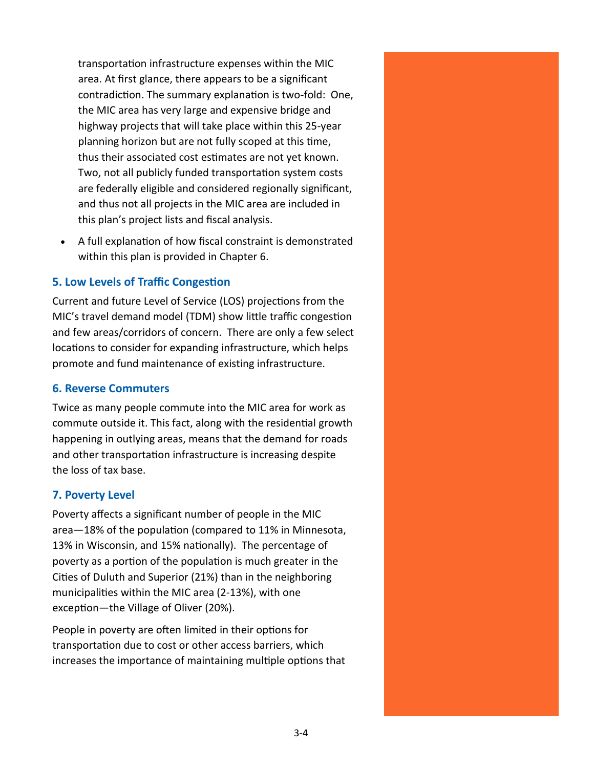transportation infrastructure expenses within the MIC area. At first glance, there appears to be a significant contradiction. The summary explanation is two-fold: One, the MIC area has very large and expensive bridge and highway projects that will take place within this 25-year planning horizon but are not fully scoped at this time, thus their associated cost estimates are not yet known. Two, not all publicly funded transportation system costs are federally eligible and considered regionally significant, and thus not all projects in the MIC area are included in this plan's project lists and fiscal analysis.

- A full explanation of how fiscal constraint is demonstrated within this plan is provided in Chapter 6.

### 5. Low Levels of Traffic Congestion

Current and future Level of Service (LOS) projections from the MIC's travel demand model (TDM) show little traffic congestion and few areas/corridors of concern. There are only a few select locations to consider for expanding infrastructure, which helps promote and fund maintenance of existing infrastructure.

### 6. Reverse Commuters

Twice as many people commute into the MIC area for work as commute outside it. This fact, along with the residential growth happening in outlying areas, means that the demand for roads and other transportation infrastructure is increasing despite the loss of tax base.

### 7. Poverty Level

Poverty affects a significant number of people in the MIC area—18% of the population (compared to 11% in Minnesota, 13% in Wisconsin, and 15% nationally). The percentage of poverty as a portion of the population is much greater in the Cities of Duluth and Superior (21%) than in the neighboring municipalities within the MIC area (2-13%), with one exception—the Village of Oliver (20%).

People in poverty are often limited in their options for transportation due to cost or other access barriers, which increases the importance of maintaining multiple options that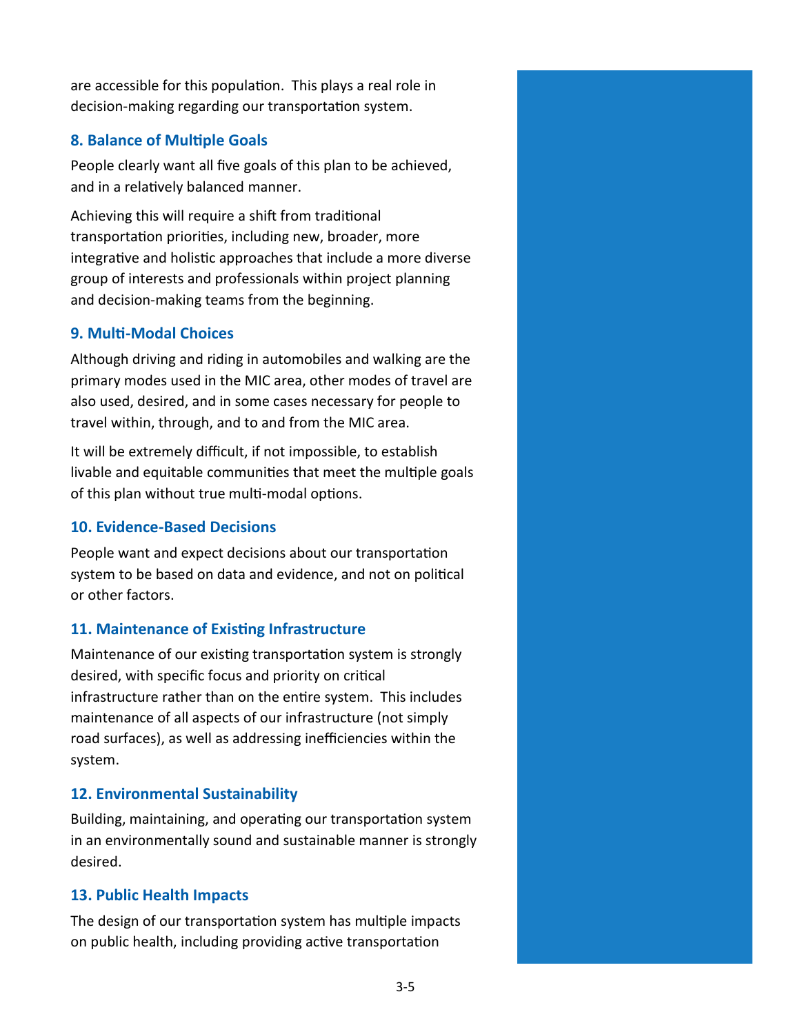are accessible for this population. This plays a real role in decision-making regarding our transportation system.

### 8. Balance of Multiple Goals

People clearly want all five goals of this plan to be achieved, and in a relatively balanced manner.

Achieving this will require a shift from traditional transportation priorities, including new, broader, more integrative and holistic approaches that include a more diverse group of interests and professionals within project planning and decision-making teams from the beginning.

### 9. Multi-Modal Choices

Although driving and riding in automobiles and walking are the primary modes used in the MIC area, other modes of travel are also used, desired, and in some cases necessary for people to travel within, through, and to and from the MIC area.

It will be extremely difficult, if not impossible, to establish livable and equitable communities that meet the multiple goals of this plan without true multi-modal options.

### 10. Evidence-Based Decisions

People want and expect decisions about our transportation system to be based on data and evidence, and not on political or other factors.

### 11. Maintenance of Existing Infrastructure

Maintenance of our existing transportation system is strongly desired, with specific focus and priority on critical infrastructure rather than on the entire system. This includes maintenance of all aspects of our infrastructure (not simply road surfaces), as well as addressing inefficiencies within the system.

### 12. Environmental Sustainability

Building, maintaining, and operating our transportation system in an environmentally sound and sustainable manner is strongly desired.

### 13. Public Health Impacts

The design of our transportation system has multiple impacts on public health, including providing active transportation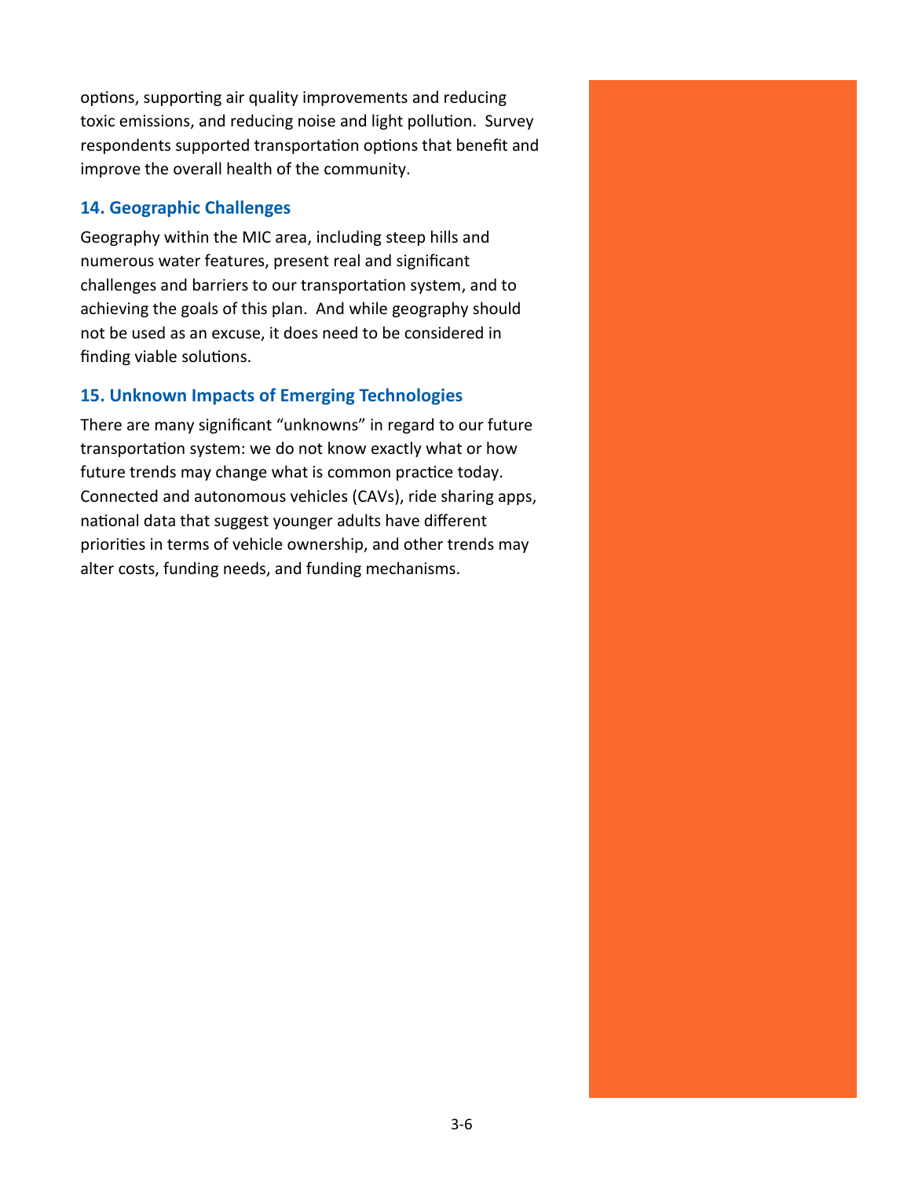options, supporting air quality improvements and reducing toxic emissions, and reducing noise and light pollution. Survey respondents supported transportation options that benefit and improve the overall health of the community.

### 14. Geographic Challenges

Geography within the MIC area, including steep hills and numerous water features, present real and significant challenges and barriers to our transportation system, and to achieving the goals of this plan. And while geography should not be used as an excuse, it does need to be considered in finding viable solutions.

### 15. Unknown Impacts of Emerging Technologies

There are many significant "unknowns" in regard to our future transportation system: we do not know exactly what or how future trends may change what is common practice today. Connected and autonomous vehicles (CAVs), ride sharing apps, national data that suggest younger adults have different priorities in terms of vehicle ownership, and other trends may alter costs, funding needs, and funding mechanisms.